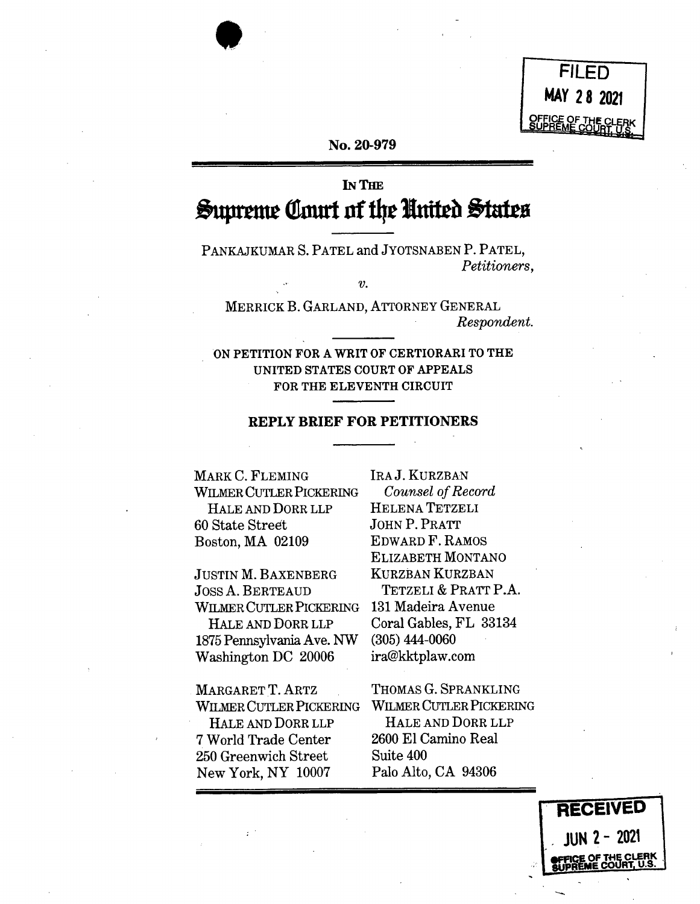FILED
MAY 28 2021
OFFICE OF THE CLERK
SUPREME COURT, U.S.

No. 20-979

IN THE

# Supreme Court of the United States

PANKAJKUMAR S. PATEL and JYOTSNABEN P. PATEL,
*Petitioners*,

*v.*

MERRICK B. GARLAND, ATTORNEY GENERAL
*Respondent.*

ON PETITION FOR A WRIT OF CERTIORARI TO THE UNITED STATES COURT OF APPEALS FOR THE ELEVENTH CIRCUIT

## REPLY BRIEF FOR PETITIONERS

MARK C. FLEMING
WILMER CUTLER PICKERING HALE AND DORR LLP
60 State Street
Boston, MA 02109

JUSTIN M. BAXENBERG
JOSS A. BERTEAUD
WILMER CUTLER PICKERING HALE AND DORR LLP
1875 Pennsylvania Ave. NW
Washington DC 20006

MARGARET T. ARTZ
WILMER CUTLER PICKERING HALE AND DORR LLP
7 World Trade Center
250 Greenwich Street
New York, NY 10007

IRA J. KURZBAN
*Counsel of Record*
HELENA TETZELI
JOHN P. PRATT
EDWARD F. RAMOS
ELIZABETH MONTANO
KURZBAN KURZBAN TETZELI & PRATT P.A.
131 Madeira Avenue
Coral Gables, FL 33134
(305) 444-0060
ira@kktplaw.com

THOMAS G. SPRANKLING
WILMER CUTLER PICKERING HALE AND DORR LLP
2600 El Camino Real
Suite 400
Palo Alto, CA 94306

RECEIVED
JUN 2 - 2021
OFFICE OF THE CLERK
SUPREME COURT, U.S.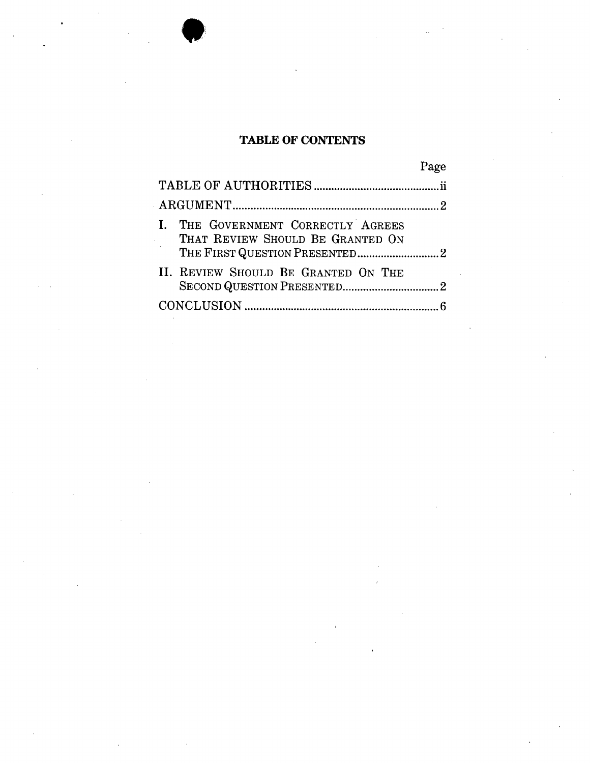# TABLE OF CONTENTS

| | Page |
|---|---|
| TABLE OF AUTHORITIES | ii |
| ARGUMENT | 2 |
| I. THE GOVERNMENT CORRECTLY AGREES THAT REVIEW SHOULD BE GRANTED ON THE FIRST QUESTION PRESENTED | 2 |
| II. REVIEW SHOULD BE GRANTED ON THE SECOND QUESTION PRESENTED | 2 |
| CONCLUSION | 6 |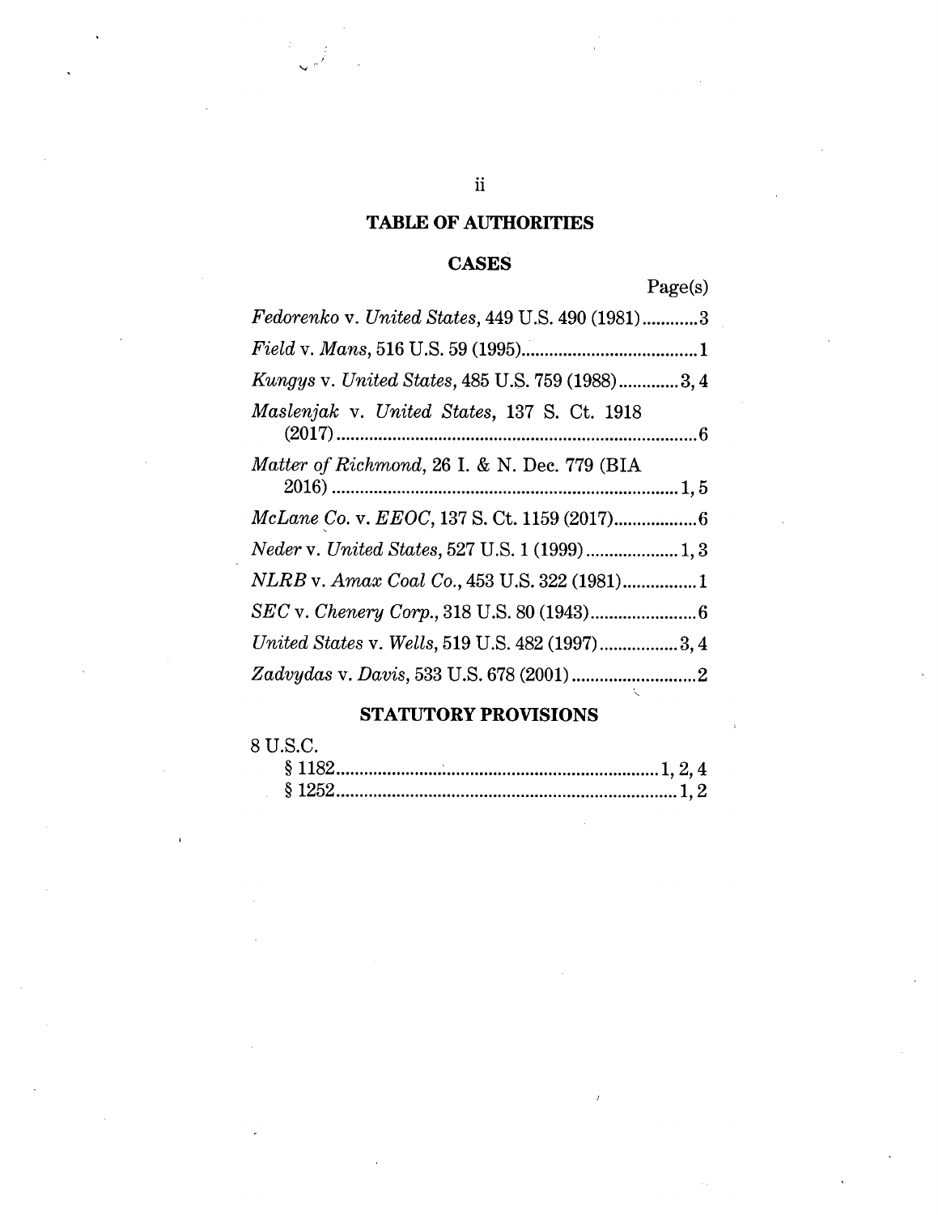## TABLE OF AUTHORITIES

### CASES

| | Page(s) |
|---|---|
| *Fedorenko* v. *United States*, 449 U.S. 490 (1981) | 3 |
| *Field* v. *Mans*, 516 U.S. 59 (1995) | 1 |
| *Kungys* v. *United States*, 485 U.S. 759 (1988) | 3, 4 |
| *Maslenjak* v. *United States*, 137 S. Ct. 1918 (2017) | 6 |
| *Matter of Richmond*, 26 I. & N. Dec. 779 (BIA 2016) | 1, 5 |
| *McLane Co.* v. *EEOC*, 137 S. Ct. 1159 (2017) | 6 |
| *Neder* v. *United States*, 527 U.S. 1 (1999) | 1, 3 |
| *NLRB* v. *Amax Coal Co.*, 453 U.S. 322 (1981) | 1 |
| *SEC* v. *Chenery Corp.*, 318 U.S. 80 (1943) | 6 |
| *United States* v. *Wells*, 519 U.S. 482 (1997) | 3, 4 |
| *Zadvydas* v. *Davis*, 533 U.S. 678 (2001) | 2 |

### STATUTORY PROVISIONS

| | |
|---|---|
| 8 U.S.C. | |
| § 1182 | 1, 2, 4 |
| § 1252 | 1, 2 |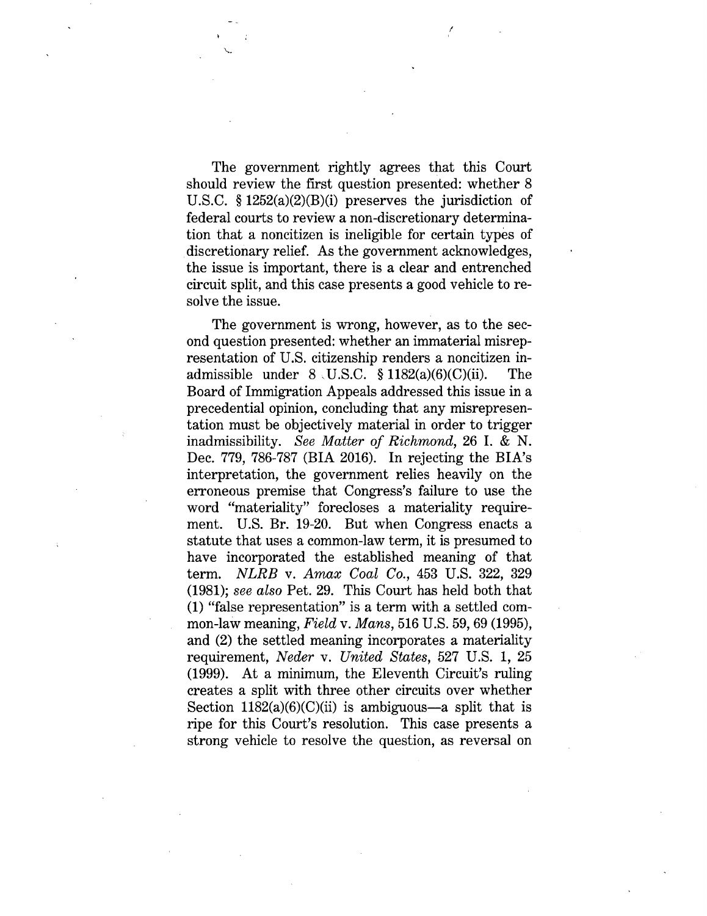The government rightly agrees that this Court should review the first question presented: whether 8 U.S.C. § 1252(a)(2)(B)(i) preserves the jurisdiction of federal courts to review a non-discretionary determination that a noncitizen is ineligible for certain types of discretionary relief. As the government acknowledges, the issue is important, there is a clear and entrenched circuit split, and this case presents a good vehicle to resolve the issue.

The government is wrong, however, as to the second question presented: whether an immaterial misrepresentation of U.S. citizenship renders a noncitizen inadmissible under 8 U.S.C. § 1182(a)(6)(C)(ii). The Board of Immigration Appeals addressed this issue in a precedential opinion, concluding that any misrepresentation must be objectively material in order to trigger inadmissibility. *See Matter of Richmond*, 26 I. & N. Dec. 779, 786-787 (BIA 2016). In rejecting the BIA's interpretation, the government relies heavily on the erroneous premise that Congress's failure to use the word "materiality" forecloses a materiality requirement. U.S. Br. 19-20. But when Congress enacts a statute that uses a common-law term, it is presumed to have incorporated the established meaning of that term. *NLRB* v. *Amax Coal Co.*, 453 U.S. 322, 329 (1981); *see also* Pet. 29. This Court has held both that (1) "false representation" is a term with a settled common-law meaning, *Field* v. *Mans*, 516 U.S. 59, 69 (1995), and (2) the settled meaning incorporates a materiality requirement, *Neder* v. *United States*, 527 U.S. 1, 25 (1999). At a minimum, the Eleventh Circuit's ruling creates a split with three other circuits over whether Section 1182(a)(6)(C)(ii) is ambiguous—a split that is ripe for this Court's resolution. This case presents a strong vehicle to resolve the question, as reversal on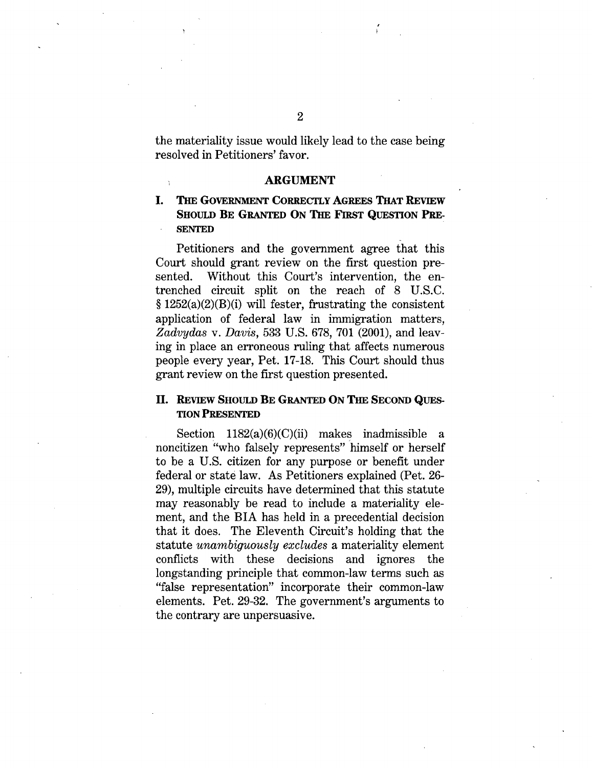the materiality issue would likely lead to the case being resolved in Petitioners' favor.

## ARGUMENT

### I. The Government Correctly Agrees That Review Should Be Granted On The First Question Presented

Petitioners and the government agree that this Court should grant review on the first question presented. Without this Court's intervention, the entrenched circuit split on the reach of 8 U.S.C. § 1252(a)(2)(B)(i) will fester, frustrating the consistent application of federal law in immigration matters, *Zadvydas* v. *Davis*, 533 U.S. 678, 701 (2001), and leaving in place an erroneous ruling that affects numerous people every year, Pet. 17-18. This Court should thus grant review on the first question presented.

### II. Review Should Be Granted On The Second Question Presented

Section 1182(a)(6)(C)(ii) makes inadmissible a noncitizen "who falsely represents" himself or herself to be a U.S. citizen for any purpose or benefit under federal or state law. As Petitioners explained (Pet. 26-29), multiple circuits have determined that this statute may reasonably be read to include a materiality element, and the BIA has held in a precedential decision that it does. The Eleventh Circuit's holding that the statute *unambiguously excludes* a materiality element conflicts with these decisions and ignores the longstanding principle that common-law terms such as "false representation" incorporate their common-law elements. Pet. 29-32. The government's arguments to the contrary are unpersuasive.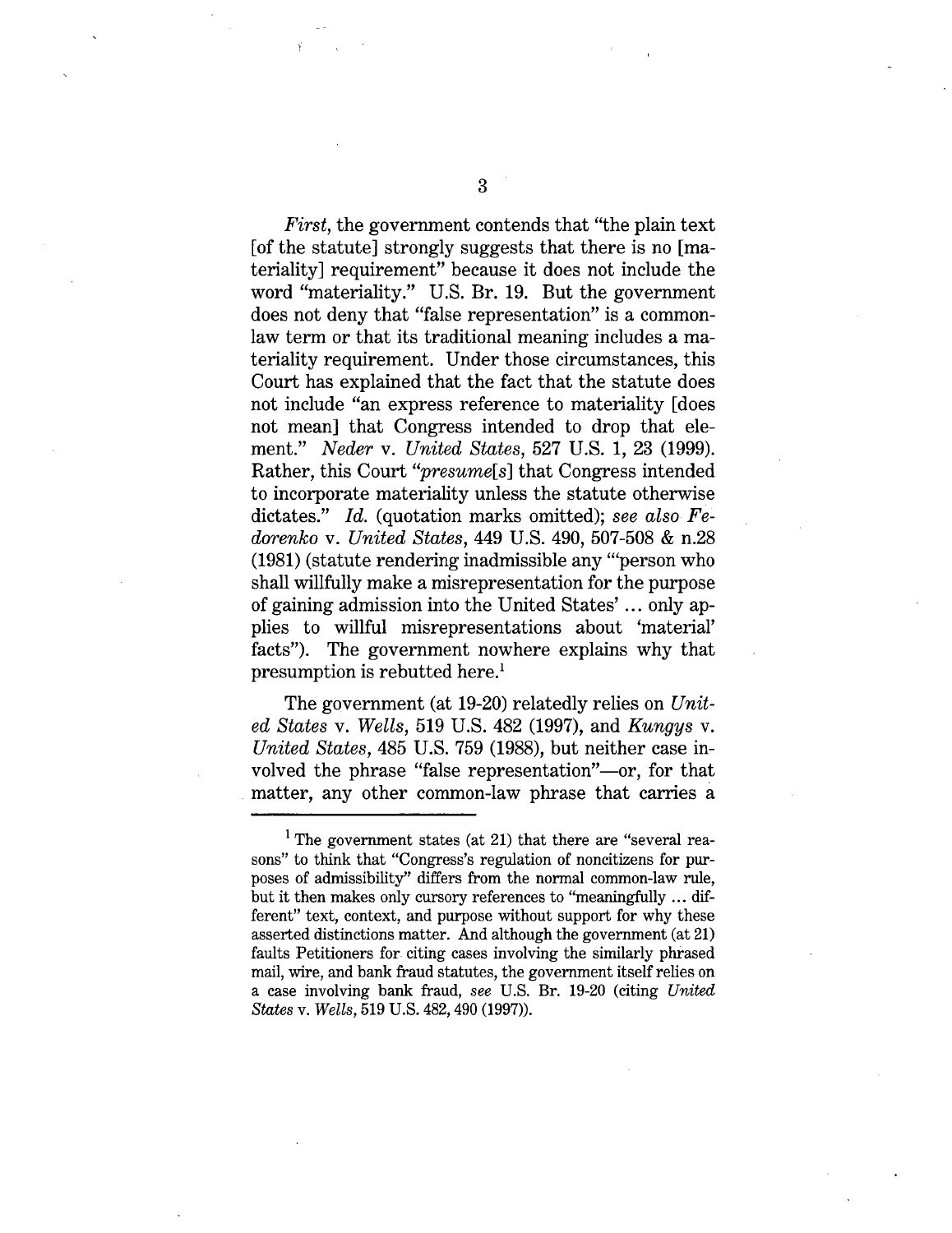*First*, the government contends that "the plain text [of the statute] strongly suggests that there is no [materiality] requirement" because it does not include the word "materiality." U.S. Br. 19. But the government does not deny that "false representation" is a common-law term or that its traditional meaning includes a materiality requirement. Under those circumstances, this Court has explained that the fact that the statute does not include "an express reference to materiality [does not mean] that Congress intended to drop that element." *Neder* v. *United States*, 527 U.S. 1, 23 (1999). Rather, this Court *"presume[s]* that Congress intended to incorporate materiality unless the statute otherwise dictates." *Id.* (quotation marks omitted); *see also Fedorenko* v. *United States*, 449 U.S. 490, 507-508 & n.28 (1981) (statute rendering inadmissible any "'person who shall willfully make a misrepresentation for the purpose of gaining admission into the United States' ... only applies to willful misrepresentations about 'material' facts"). The government nowhere explains why that presumption is rebutted here.[1]

The government (at 19-20) relatedly relies on *United States* v. *Wells*, 519 U.S. 482 (1997), and *Kungys* v. *United States*, 485 U.S. 759 (1988), but neither case involved the phrase "false representation"—or, for that matter, any other common-law phrase that carries a

---

[1] The government states (at 21) that there are "several reasons" to think that "Congress's regulation of noncitizens for purposes of admissibility" differs from the normal common-law rule, but it then makes only cursory references to "meaningfully ... different" text, context, and purpose without support for why these asserted distinctions matter. And although the government (at 21) faults Petitioners for citing cases involving the similarly phrased mail, wire, and bank fraud statutes, the government itself relies on a case involving bank fraud, *see* U.S. Br. 19-20 (citing *United States* v. *Wells*, 519 U.S. 482, 490 (1997)).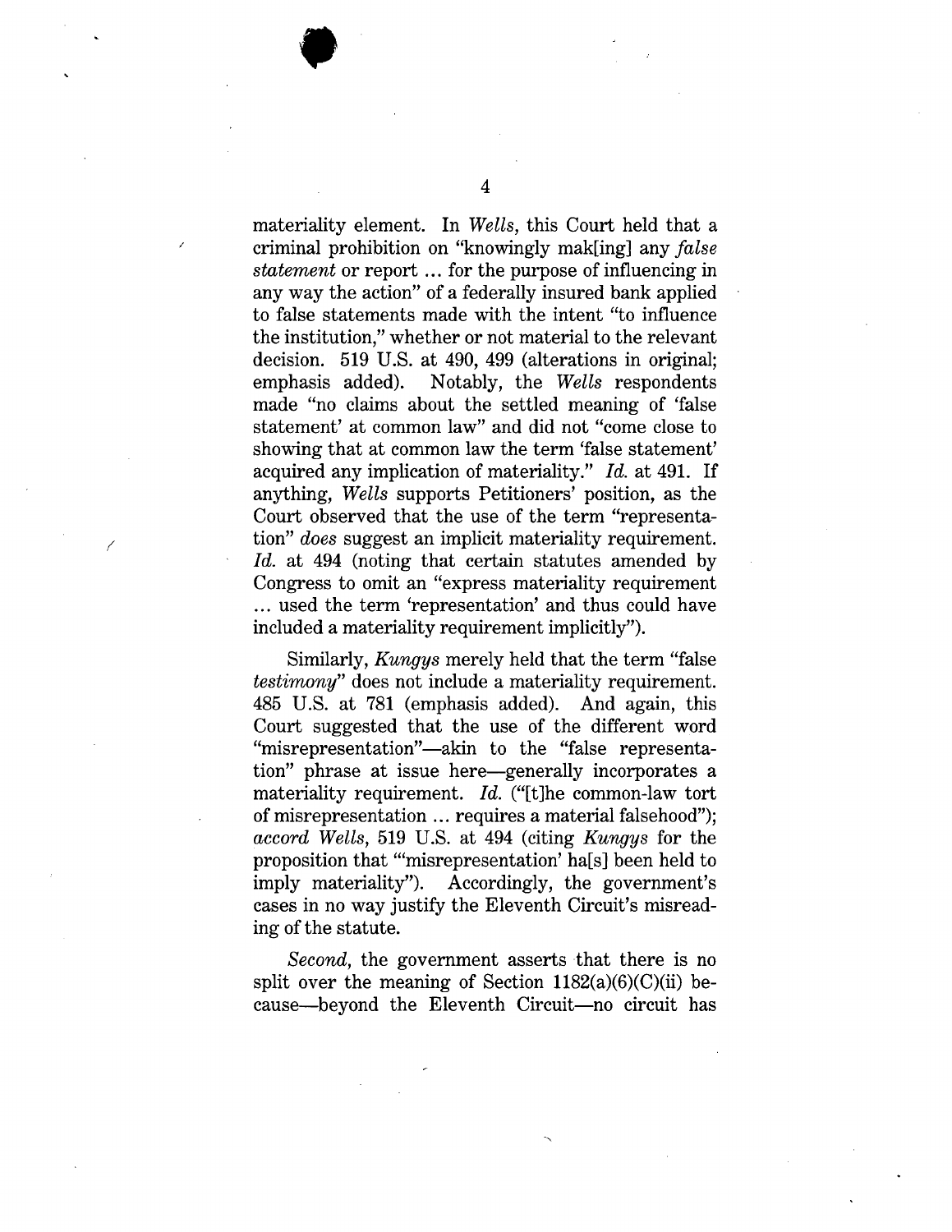materiality element. In *Wells*, this Court held that a criminal prohibition on "knowingly mak[ing] any *false statement* or report ... for the purpose of influencing in any way the action" of a federally insured bank applied to false statements made with the intent "to influence the institution," whether or not material to the relevant decision. 519 U.S. at 490, 499 (alterations in original; emphasis added). Notably, the *Wells* respondents made "no claims about the settled meaning of 'false statement' at common law" and did not "come close to showing that at common law the term 'false statement' acquired any implication of materiality." *Id.* at 491. If anything, *Wells* supports Petitioners' position, as the Court observed that the use of the term "representation" *does* suggest an implicit materiality requirement. *Id.* at 494 (noting that certain statutes amended by Congress to omit an "express materiality requirement ... used the term 'representation' and thus could have included a materiality requirement implicitly").

Similarly, *Kungys* merely held that the term "false *testimony*" does not include a materiality requirement. 485 U.S. at 781 (emphasis added). And again, this Court suggested that the use of the different word "misrepresentation"—akin to the "false representation" phrase at issue here—generally incorporates a materiality requirement. *Id.* ("[t]he common-law tort of misrepresentation ... requires a material falsehood"); *accord Wells*, 519 U.S. at 494 (citing *Kungys* for the proposition that "'misrepresentation' ha[s] been held to imply materiality"). Accordingly, the government's cases in no way justify the Eleventh Circuit's misreading of the statute.

*Second*, the government asserts that there is no split over the meaning of Section 1182(a)(6)(C)(ii) because—beyond the Eleventh Circuit—no circuit has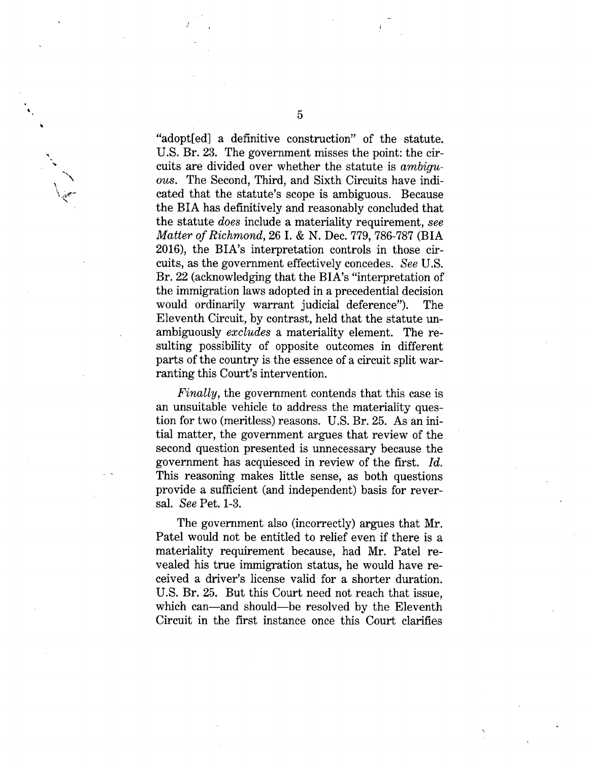"adopt[ed] a definitive construction" of the statute. U.S. Br. 23. The government misses the point: the circuits are divided over whether the statute is *ambiguous*. The Second, Third, and Sixth Circuits have indicated that the statute's scope is ambiguous. Because the BIA has definitively and reasonably concluded that the statute *does* include a materiality requirement, *see Matter of Richmond*, 26 I. & N. Dec. 779, 786-787 (BIA 2016), the BIA's interpretation controls in those circuits, as the government effectively concedes. *See* U.S. Br. 22 (acknowledging that the BIA's "interpretation of the immigration laws adopted in a precedential decision would ordinarily warrant judicial deference"). The Eleventh Circuit, by contrast, held that the statute unambiguously *excludes* a materiality element. The resulting possibility of opposite outcomes in different parts of the country is the essence of a circuit split warranting this Court's intervention.

*Finally*, the government contends that this case is an unsuitable vehicle to address the materiality question for two (meritless) reasons. U.S. Br. 25. As an initial matter, the government argues that review of the second question presented is unnecessary because the government has acquiesced in review of the first. *Id.* This reasoning makes little sense, as both questions provide a sufficient (and independent) basis for reversal. *See* Pet. 1-3.

The government also (incorrectly) argues that Mr. Patel would not be entitled to relief even if there is a materiality requirement because, had Mr. Patel revealed his true immigration status, he would have received a driver's license valid for a shorter duration. U.S. Br. 25. But this Court need not reach that issue, which can—and should—be resolved by the Eleventh Circuit in the first instance once this Court clarifies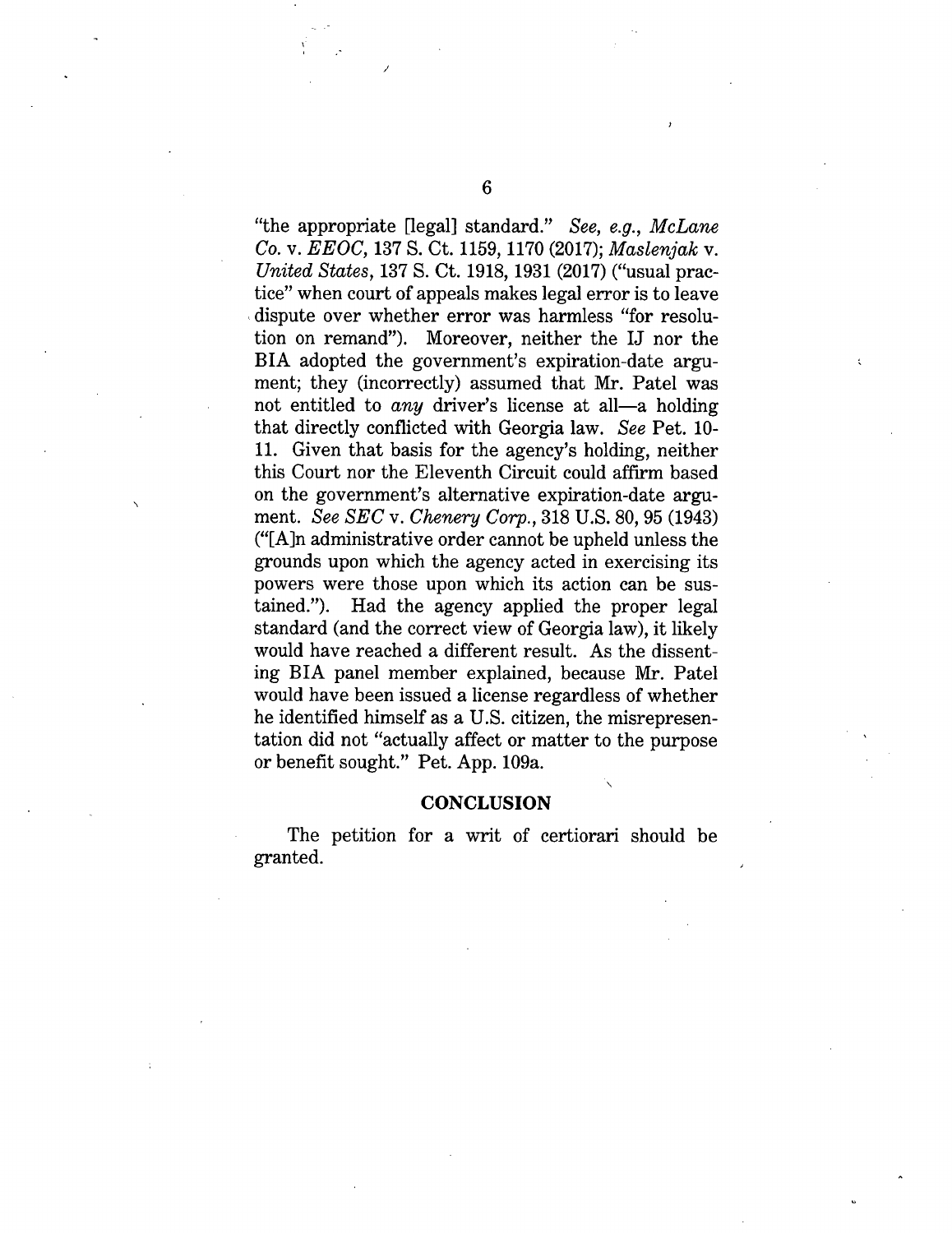"the appropriate [legal] standard." *See, e.g., McLane Co.* v. *EEOC*, 137 S. Ct. 1159, 1170 (2017); *Maslenjak* v. *United States*, 137 S. Ct. 1918, 1931 (2017) ("usual practice" when court of appeals makes legal error is to leave dispute over whether error was harmless "for resolution on remand"). Moreover, neither the IJ nor the BIA adopted the government's expiration-date argument; they (incorrectly) assumed that Mr. Patel was not entitled to *any* driver's license at all—a holding that directly conflicted with Georgia law. *See* Pet. 10-11. Given that basis for the agency's holding, neither this Court nor the Eleventh Circuit could affirm based on the government's alternative expiration-date argument. *See SEC* v. *Chenery Corp.*, 318 U.S. 80, 95 (1943) ("[A]n administrative order cannot be upheld unless the grounds upon which the agency acted in exercising its powers were those upon which its action can be sustained."). Had the agency applied the proper legal standard (and the correct view of Georgia law), it likely would have reached a different result. As the dissenting BIA panel member explained, because Mr. Patel would have been issued a license regardless of whether he identified himself as a U.S. citizen, the misrepresentation did not "actually affect or matter to the purpose or benefit sought." Pet. App. 109a.

## CONCLUSION

The petition for a writ of certiorari should be granted.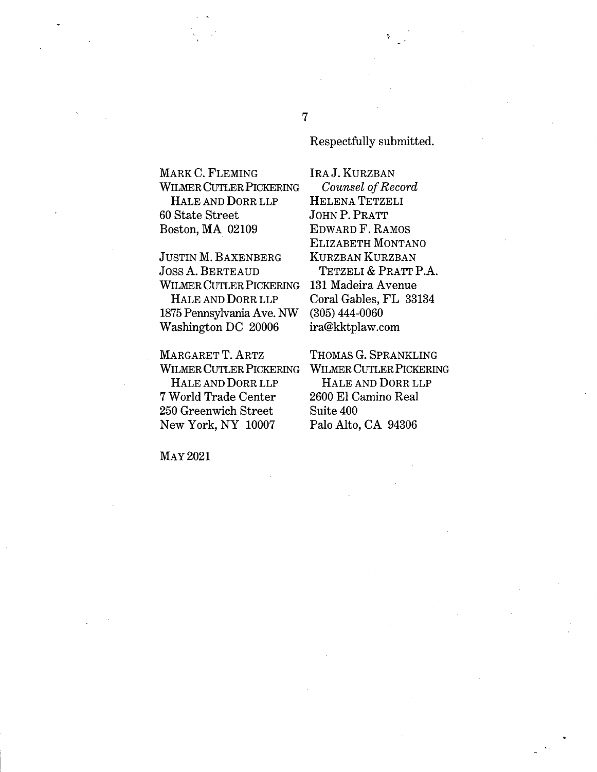Respectfully submitted.

MARK C. FLEMING
WILMER CUTLER PICKERING
HALE AND DORR LLP
60 State Street
Boston, MA 02109

JUSTIN M. BAXENBERG
JOSS A. BERTEAUD
WILMER CUTLER PICKERING
HALE AND DORR LLP
1875 Pennsylvania Ave. NW
Washington DC 20006

MARGARET T. ARTZ
WILMER CUTLER PICKERING
HALE AND DORR LLP
7 World Trade Center
250 Greenwich Street
New York, NY 10007

IRA J. KURZBAN
*Counsel of Record*
HELENA TETZELI
JOHN P. PRATT
EDWARD F. RAMOS
ELIZABETH MONTANO
KURZBAN KURZBAN
TETZELI & PRATT P.A.
131 Madeira Avenue
Coral Gables, FL 33134
(305) 444-0060
ira@kktplaw.com

THOMAS G. SPRANKLING
WILMER CUTLER PICKERING
HALE AND DORR LLP
2600 El Camino Real
Suite 400
Palo Alto, CA 94306

MAY 2021